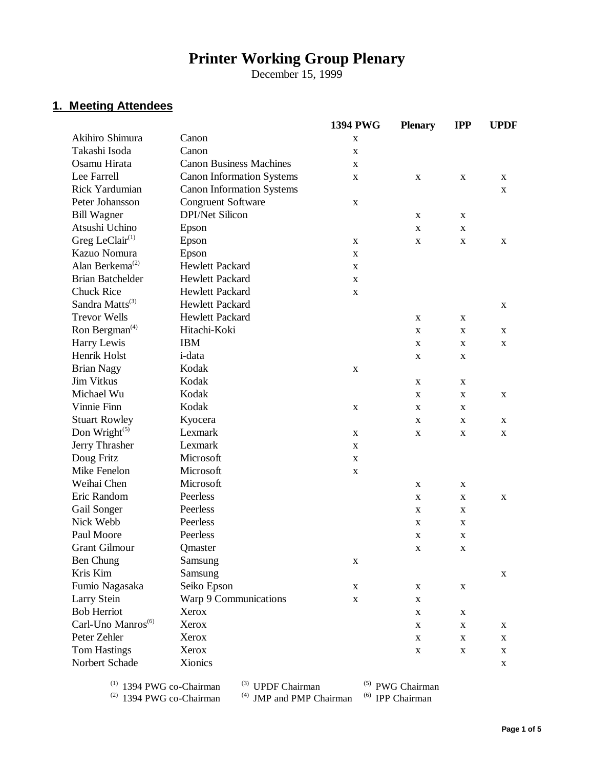# Printer Working Group Plenary

December 15, 1999

## 1. Meeting Attendees

| Name | Company | 1394 PWG | Plenary | IPP | UPDF |
|---|---|---|---|---|---|
| Akihiro Shimura | Canon | x | | | |
| Takashi Isoda | Canon | x | | | |
| Osamu Hirata | Canon Business Machines | x | | | |
| Lee Farrell | Canon Information Systems | x | x | x | x |
| Rick Yardumian | Canon Information Systems | | | | x |
| Peter Johansson | Congruent Software | x | | | |
| Bill Wagner | DPI/Net Silicon | | x | x | |
| Atsushi Uchino | Epson | | x | x | |
| Greg LeClair[1] | Epson | x | x | x | x |
| Kazuo Nomura | Epson | x | | | |
| Alan Berkema[2] | Hewlett Packard | x | | | |
| Brian Batchelder | Hewlett Packard | x | | | |
| Chuck Rice | Hewlett Packard | x | | | |
| Sandra Matts[3] | Hewlett Packard | | | | x |
| Trevor Wells | Hewlett Packard | | x | x | |
| Ron Bergman[4] | Hitachi-Koki | | x | x | x |
| Harry Lewis | IBM | | x | x | x |
| Henrik Holst | i-data | | x | x | |
| Brian Nagy | Kodak | x | | | |
| Jim Vitkus | Kodak | | x | x | |
| Michael Wu | Kodak | | x | x | x |
| Vinnie Finn | Kodak | x | x | x | |
| Stuart Rowley | Kyocera | | x | x | x |
| Don Wright[5] | Lexmark | x | x | x | x |
| Jerry Thrasher | Lexmark | x | | | |
| Doug Fritz | Microsoft | x | | | |
| Mike Fenelon | Microsoft | x | | | |
| Weihai Chen | Microsoft | | x | x | |
| Eric Random | Peerless | | x | x | x |
| Gail Songer | Peerless | | x | x | |
| Nick Webb | Peerless | | x | x | |
| Paul Moore | Peerless | | x | x | |
| Grant Gilmour | Qmaster | | x | x | |
| Ben Chung | Samsung | x | | | |
| Kris Kim | Samsung | | | | x |
| Fumio Nagasaka | Seiko Epson | x | x | x | |
| Larry Stein | Warp 9 Communications | x | x | | |
| Bob Herriot | Xerox | | x | x | |
| Carl-Uno Manros[6] | Xerox | | x | x | x |
| Peter Zehler | Xerox | | x | x | x |
| Tom Hastings | Xerox | | x | x | x |
| Norbert Schade | Xionics | | | | x |

[1] 1394 PWG co-Chairman
[2] 1394 PWG co-Chairman
[3] UPDF Chairman
[4] JMP and PMP Chairman
[5] PWG Chairman
[6] IPP Chairman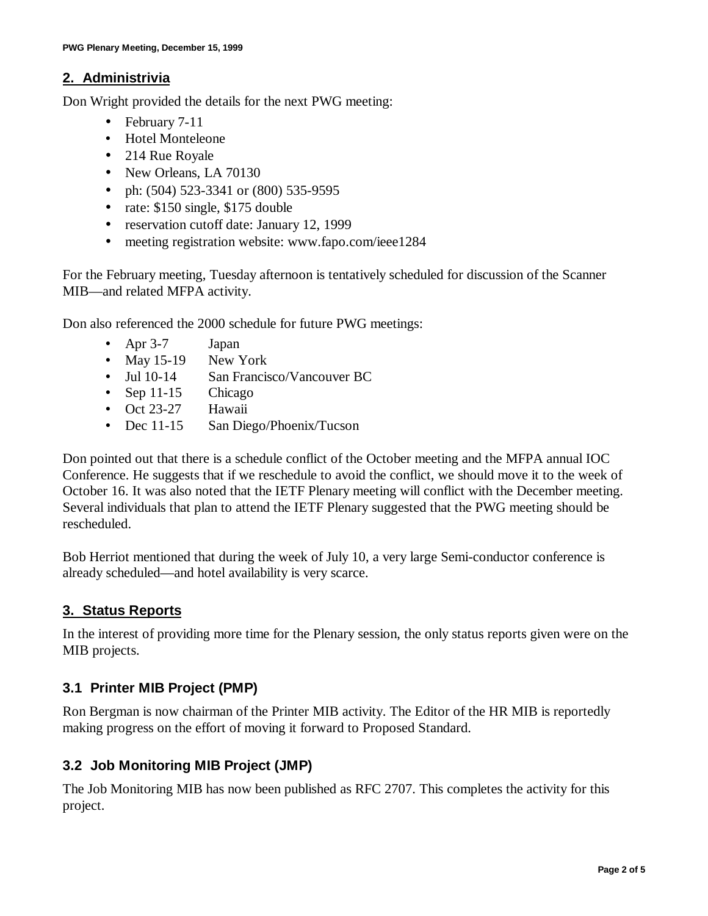## 2. Administrivia

Don Wright provided the details for the next PWG meeting:

- February 7-11
- Hotel Monteleone
- 214 Rue Royale
- New Orleans, LA 70130
- ph: (504) 523-3341 or (800) 535-9595
- rate: $150 single, $175 double
- reservation cutoff date: January 12, 1999
- meeting registration website: www.fapo.com/ieee1284

For the February meeting, Tuesday afternoon is tentatively scheduled for discussion of the Scanner MIB—and related MFPA activity.

Don also referenced the 2000 schedule for future PWG meetings:

- Apr 3-7 Japan
- May 15-19 New York
- Jul 10-14 San Francisco/Vancouver BC
- Sep 11-15 Chicago
- Oct 23-27 Hawaii
- Dec 11-15 San Diego/Phoenix/Tucson

Don pointed out that there is a schedule conflict of the October meeting and the MFPA annual IOC Conference. He suggests that if we reschedule to avoid the conflict, we should move it to the week of October 16. It was also noted that the IETF Plenary meeting will conflict with the December meeting. Several individuals that plan to attend the IETF Plenary suggested that the PWG meeting should be rescheduled.

Bob Herriot mentioned that during the week of July 10, a very large Semi-conductor conference is already scheduled—and hotel availability is very scarce.

## 3. Status Reports

In the interest of providing more time for the Plenary session, the only status reports given were on the MIB projects.

### 3.1 Printer MIB Project (PMP)

Ron Bergman is now chairman of the Printer MIB activity. The Editor of the HR MIB is reportedly making progress on the effort of moving it forward to Proposed Standard.

### 3.2 Job Monitoring MIB Project (JMP)

The Job Monitoring MIB has now been published as RFC 2707. This completes the activity for this project.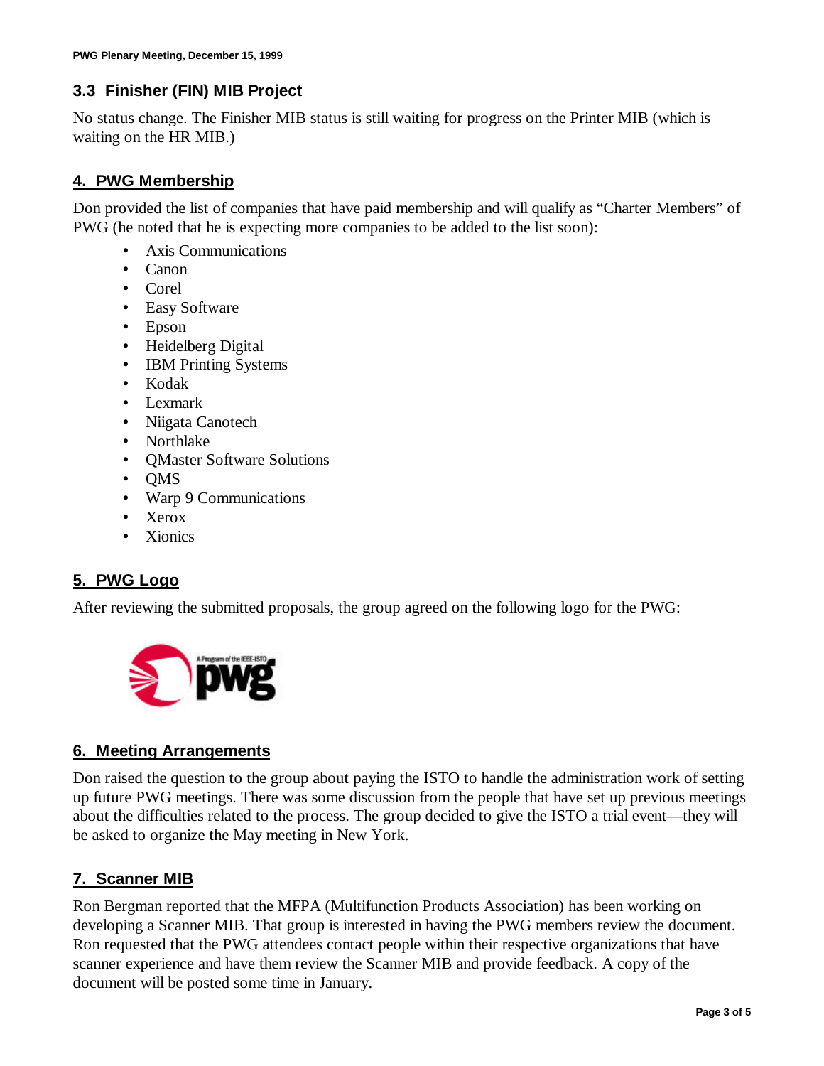### 3.3 Finisher (FIN) MIB Project

No status change. The Finisher MIB status is still waiting for progress on the Printer MIB (which is waiting on the HR MIB.)

## 4. PWG Membership

Don provided the list of companies that have paid membership and will qualify as "Charter Members" of PWG (he noted that he is expecting more companies to be added to the list soon):

- Axis Communications
- Canon
- Corel
- Easy Software
- Epson
- Heidelberg Digital
- IBM Printing Systems
- Kodak
- Lexmark
- Niigata Canotech
- Northlake
- QMaster Software Solutions
- QMS
- Warp 9 Communications
- Xerox
- Xionics

## 5. PWG Logo

After reviewing the submitted proposals, the group agreed on the following logo for the PWG:

## 6. Meeting Arrangements

Don raised the question to the group about paying the ISTO to handle the administration work of setting up future PWG meetings. There was some discussion from the people that have set up previous meetings about the difficulties related to the process. The group decided to give the ISTO a trial event—they will be asked to organize the May meeting in New York.

## 7. Scanner MIB

Ron Bergman reported that the MFPA (Multifunction Products Association) has been working on developing a Scanner MIB. That group is interested in having the PWG members review the document. Ron requested that the PWG attendees contact people within their respective organizations that have scanner experience and have them review the Scanner MIB and provide feedback. A copy of the document will be posted some time in January.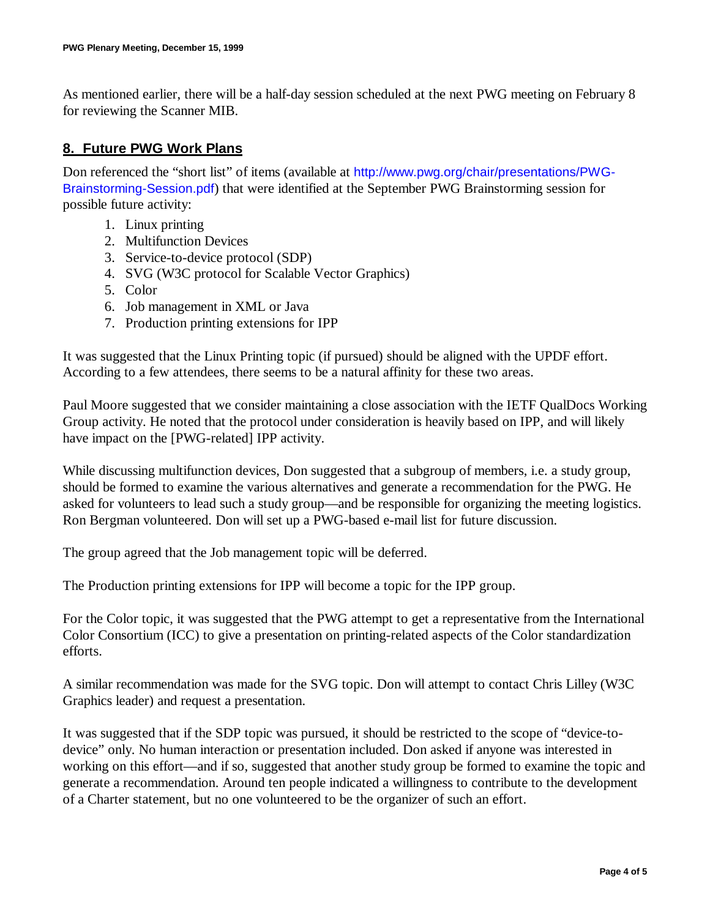As mentioned earlier, there will be a half-day session scheduled at the next PWG meeting on February 8 for reviewing the Scanner MIB.

## 8. Future PWG Work Plans

Don referenced the "short list" of items (available at http://www.pwg.org/chair/presentations/PWG-Brainstorming-Session.pdf) that were identified at the September PWG Brainstorming session for possible future activity:

1. Linux printing
2. Multifunction Devices
3. Service-to-device protocol (SDP)
4. SVG (W3C protocol for Scalable Vector Graphics)
5. Color
6. Job management in XML or Java
7. Production printing extensions for IPP

It was suggested that the Linux Printing topic (if pursued) should be aligned with the UPDF effort. According to a few attendees, there seems to be a natural affinity for these two areas.

Paul Moore suggested that we consider maintaining a close association with the IETF QualDocs Working Group activity. He noted that the protocol under consideration is heavily based on IPP, and will likely have impact on the [PWG-related] IPP activity.

While discussing multifunction devices, Don suggested that a subgroup of members, i.e. a study group, should be formed to examine the various alternatives and generate a recommendation for the PWG. He asked for volunteers to lead such a study group—and be responsible for organizing the meeting logistics. Ron Bergman volunteered. Don will set up a PWG-based e-mail list for future discussion.

The group agreed that the Job management topic will be deferred.

The Production printing extensions for IPP will become a topic for the IPP group.

For the Color topic, it was suggested that the PWG attempt to get a representative from the International Color Consortium (ICC) to give a presentation on printing-related aspects of the Color standardization efforts.

A similar recommendation was made for the SVG topic. Don will attempt to contact Chris Lilley (W3C Graphics leader) and request a presentation.

It was suggested that if the SDP topic was pursued, it should be restricted to the scope of "device-to-device" only. No human interaction or presentation included. Don asked if anyone was interested in working on this effort—and if so, suggested that another study group be formed to examine the topic and generate a recommendation. Around ten people indicated a willingness to contribute to the development of a Charter statement, but no one volunteered to be the organizer of such an effort.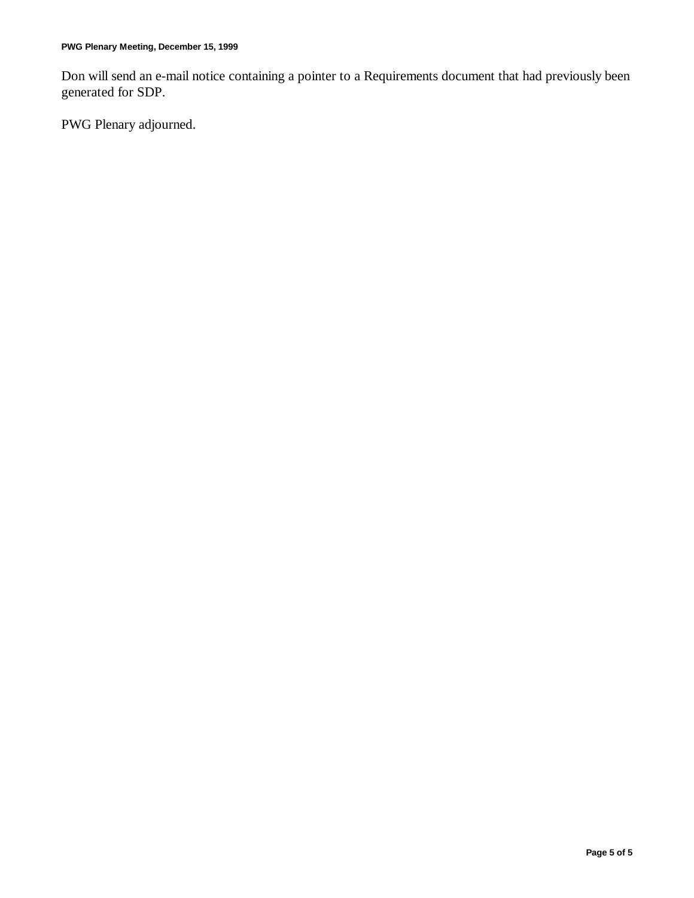Don will send an e-mail notice containing a pointer to a Requirements document that had previously been generated for SDP.

PWG Plenary adjourned.